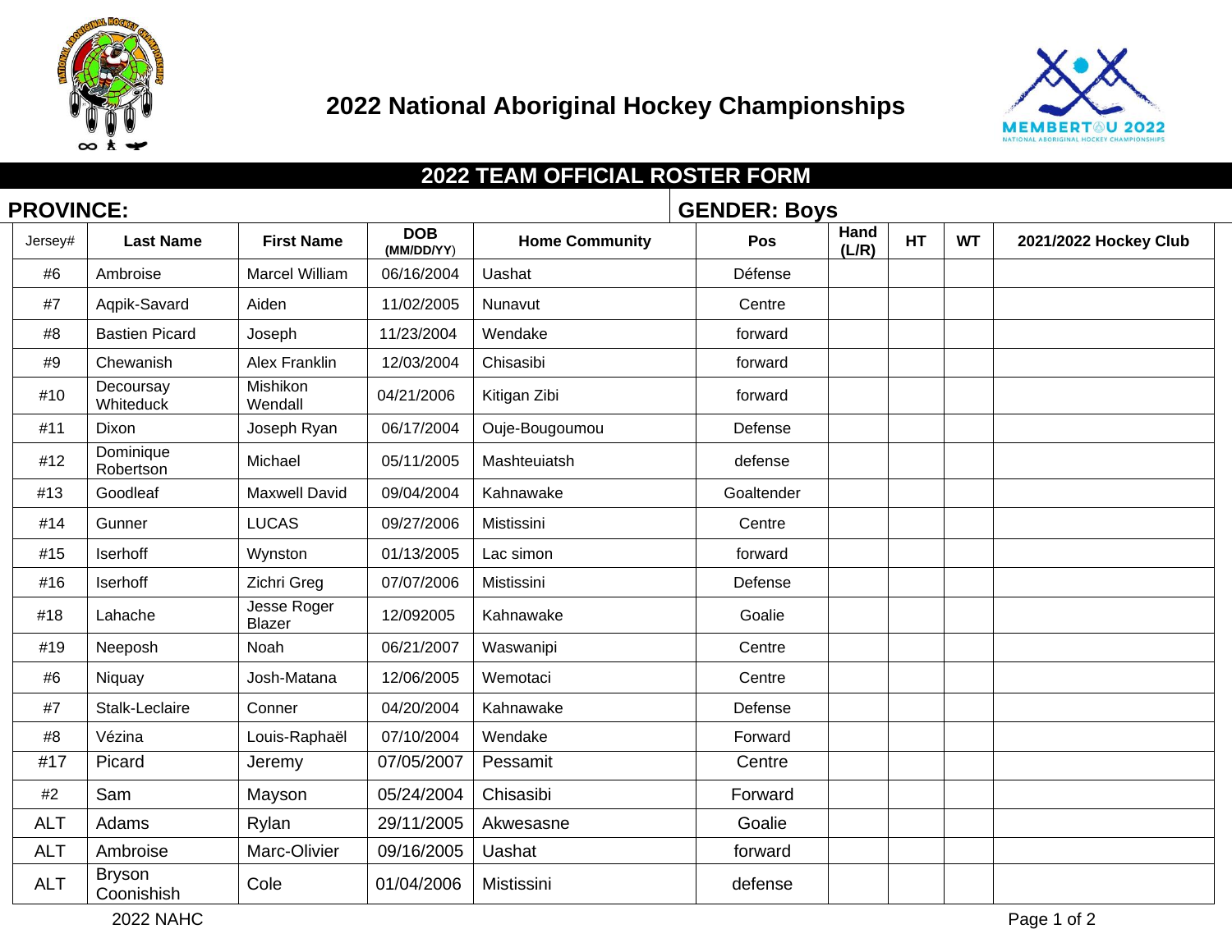# 2022 National Aboriginal Hockey Championships

## 2022 TEAM OFFICIAL ROSTER FORM

**PROVINCE:**

**GENDER: Boys**

| Jersey# | Last Name | First Name | DOB (MM/DD/YY) | Home Community | Pos | Hand (L/R) | HT | WT | 2021/2022 Hockey Club |
|---|---|---|---|---|---|---|---|---|---|
| #6 | Ambroise | Marcel William | 06/16/2004 | Uashat | Défense | | | | |
| #7 | Aqpik-Savard | Aiden | 11/02/2005 | Nunavut | Centre | | | | |
| #8 | Bastien Picard | Joseph | 11/23/2004 | Wendake | forward | | | | |
| #9 | Chewanish | Alex Franklin | 12/03/2004 | Chisasibi | forward | | | | |
| #10 | Decoursay Whiteduck | Mishikon Wendall | 04/21/2006 | Kitigan Zibi | forward | | | | |
| #11 | Dixon | Joseph Ryan | 06/17/2004 | Ouje-Bougoumou | Defense | | | | |
| #12 | Dominique Robertson | Michael | 05/11/2005 | Mashteuiatsh | defense | | | | |
| #13 | Goodleaf | Maxwell David | 09/04/2004 | Kahnawake | Goaltender | | | | |
| #14 | Gunner | LUCAS | 09/27/2006 | Mistissini | Centre | | | | |
| #15 | Iserhoff | Wynston | 01/13/2005 | Lac simon | forward | | | | |
| #16 | Iserhoff | Zichri Greg | 07/07/2006 | Mistissini | Defense | | | | |
| #18 | Lahache | Jesse Roger Blazer | 12/092005 | Kahnawake | Goalie | | | | |
| #19 | Neeposh | Noah | 06/21/2007 | Waswanipi | Centre | | | | |
| #6 | Niquay | Josh-Matana | 12/06/2005 | Wemotaci | Centre | | | | |
| #7 | Stalk-Leclaire | Conner | 04/20/2004 | Kahnawake | Defense | | | | |
| #8 | Vézina | Louis-Raphaël | 07/10/2004 | Wendake | Forward | | | | |
| #17 | Picard | Jeremy | 07/05/2007 | Pessamit | Centre | | | | |
| #2 | Sam | Mayson | 05/24/2004 | Chisasibi | Forward | | | | |
| ALT | Adams | Rylan | 29/11/2005 | Akwesasne | Goalie | | | | |
| ALT | Ambroise | Marc-Olivier | 09/16/2005 | Uashat | forward | | | | |
| ALT | Bryson Coonishish | Cole | 01/04/2006 | Mistissini | defense | | | | |

2022 NAHC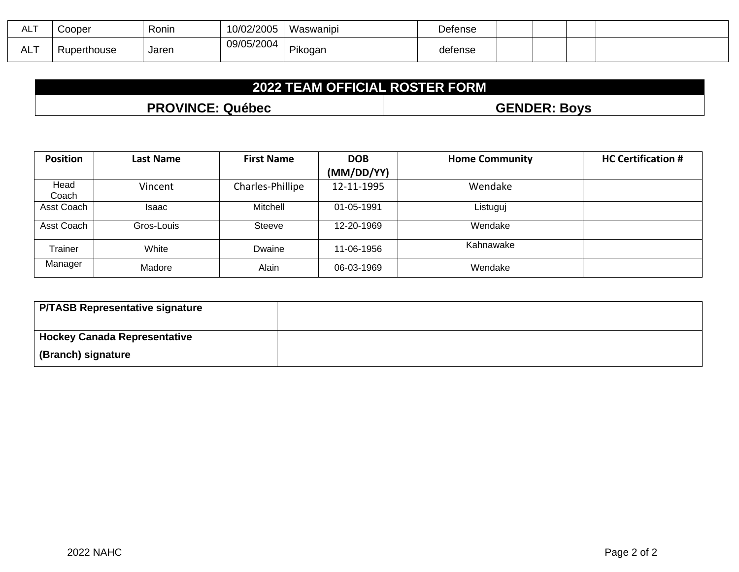| | | | | | | | | | |
|---|---|---|---|---|---|---|---|---|---|
| ALT | Cooper | Ronin | 10/02/2005 | Waswanipi | Defense | | | | |
| ALT | Ruperthouse | Jaren | 09/05/2004 | Pikogan | defense | | | | |

## 2022 TEAM OFFICIAL ROSTER FORM

| PROVINCE: Québec | GENDER: Boys |
|---|---|

| Position | Last Name | First Name | DOB (MM/DD/YY) | Home Community | HC Certification # |
|---|---|---|---|---|---|
| Head Coach | Vincent | Charles-Phillipe | 12-11-1995 | Wendake | |
| Asst Coach | Isaac | Mitchell | 01-05-1991 | Listuguj | |
| Asst Coach | Gros-Louis | Steeve | 12-20-1969 | Wendake | |
| Trainer | White | Dwaine | 11-06-1956 | Kahnawake | |
| Manager | Madore | Alain | 06-03-1969 | Wendake | |

| | |
|---|---|
| **P/TASB Representative signature** | |
| **Hockey Canada Representative (Branch) signature** | |